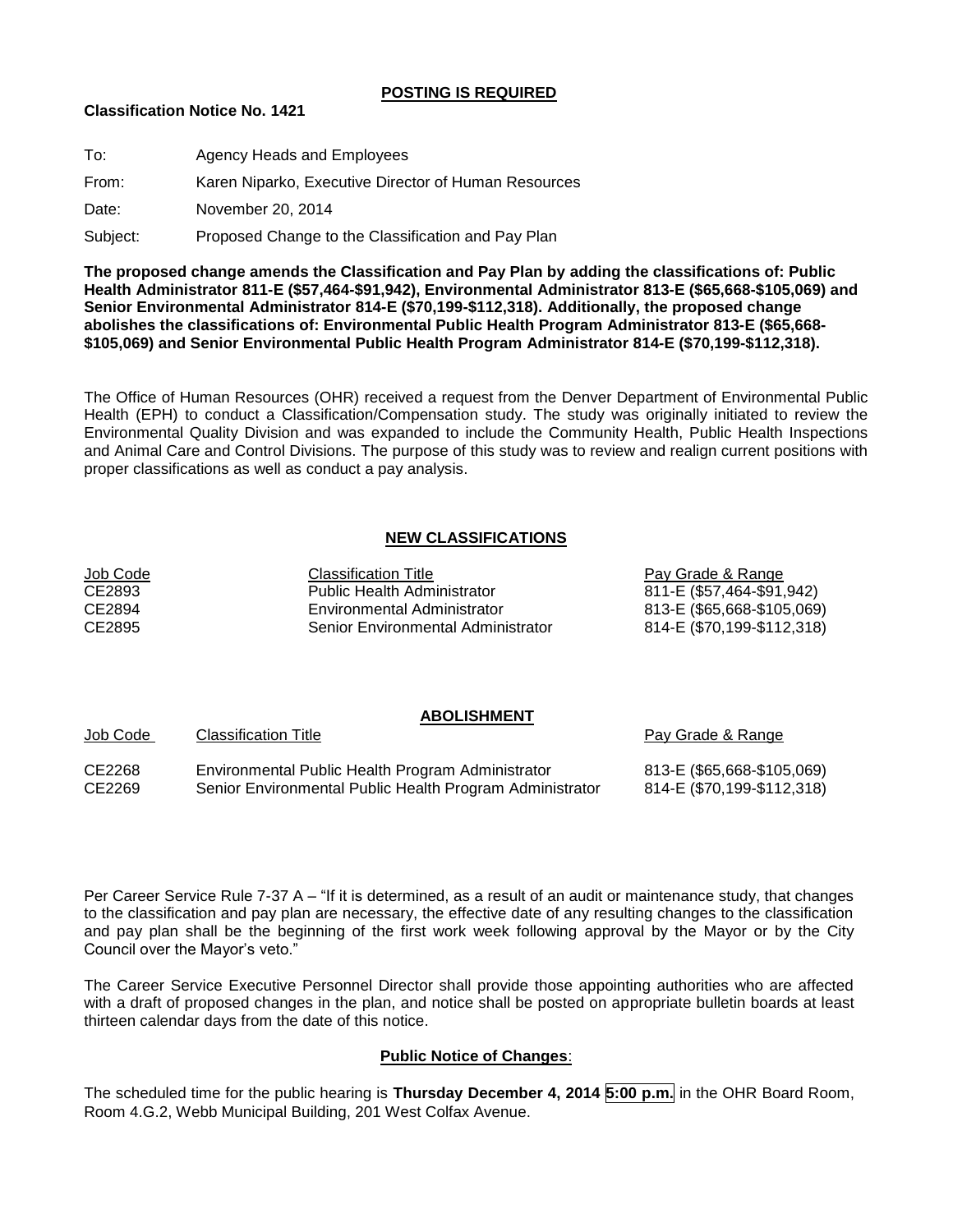**POSTING IS REQUIRED**

**Classification Notice No. 1421**

To: Agency Heads and Employees

From: Karen Niparko, Executive Director of Human Resources

Date: November 20, 2014

Subject: Proposed Change to the Classification and Pay Plan

**The proposed change amends the Classification and Pay Plan by adding the classifications of: Public Health Administrator 811-E ($57,464-$91,942), Environmental Administrator 813-E ($65,668-$105,069) and Senior Environmental Administrator 814-E ($70,199-$112,318). Additionally, the proposed change abolishes the classifications of: Environmental Public Health Program Administrator 813-E ($65,668-$105,069) and Senior Environmental Public Health Program Administrator 814-E ($70,199-$112,318).**

The Office of Human Resources (OHR) received a request from the Denver Department of Environmental Public Health (EPH) to conduct a Classification/Compensation study. The study was originally initiated to review the Environmental Quality Division and was expanded to include the Community Health, Public Health Inspections and Animal Care and Control Divisions. The purpose of this study was to review and realign current positions with proper classifications as well as conduct a pay analysis.

## NEW CLASSIFICATIONS

| Job Code | Classification Title | Pay Grade & Range |
|---|---|---|
| CE2893 | Public Health Administrator | 811-E ($57,464-$91,942) |
| CE2894 | Environmental Administrator | 813-E ($65,668-$105,069) |
| CE2895 | Senior Environmental Administrator | 814-E ($70,199-$112,318) |

## ABOLISHMENT

| Job Code | Classification Title | Pay Grade & Range |
|---|---|---|
| CE2268 | Environmental Public Health Program Administrator | 813-E ($65,668-$105,069) |
| CE2269 | Senior Environmental Public Health Program Administrator | 814-E ($70,199-$112,318) |

Per Career Service Rule 7-37 A – "If it is determined, as a result of an audit or maintenance study, that changes to the classification and pay plan are necessary, the effective date of any resulting changes to the classification and pay plan shall be the beginning of the first work week following approval by the Mayor or by the City Council over the Mayor's veto."

The Career Service Executive Personnel Director shall provide those appointing authorities who are affected with a draft of proposed changes in the plan, and notice shall be posted on appropriate bulletin boards at least thirteen calendar days from the date of this notice.

**Public Notice of Changes**:

The scheduled time for the public hearing is **Thursday December 4, 2014 5:00 p.m.** in the OHR Board Room, Room 4.G.2, Webb Municipal Building, 201 West Colfax Avenue.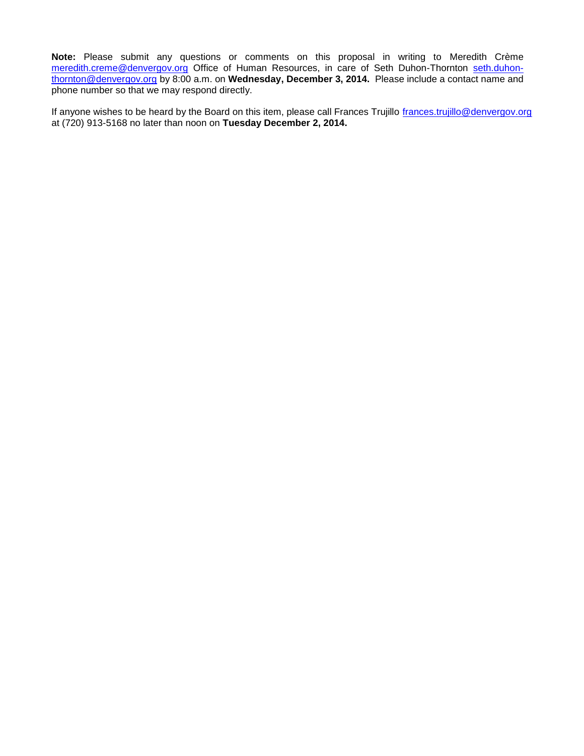**Note:** Please submit any questions or comments on this proposal in writing to Meredith Crème meredith.creme@denvergov.org Office of Human Resources, in care of Seth Duhon-Thornton seth.duhon-thornton@denvergov.org by 8:00 a.m. on **Wednesday, December 3, 2014.** Please include a contact name and phone number so that we may respond directly.

If anyone wishes to be heard by the Board on this item, please call Frances Trujillo frances.trujillo@denvergov.org at (720) 913-5168 no later than noon on **Tuesday December 2, 2014.**